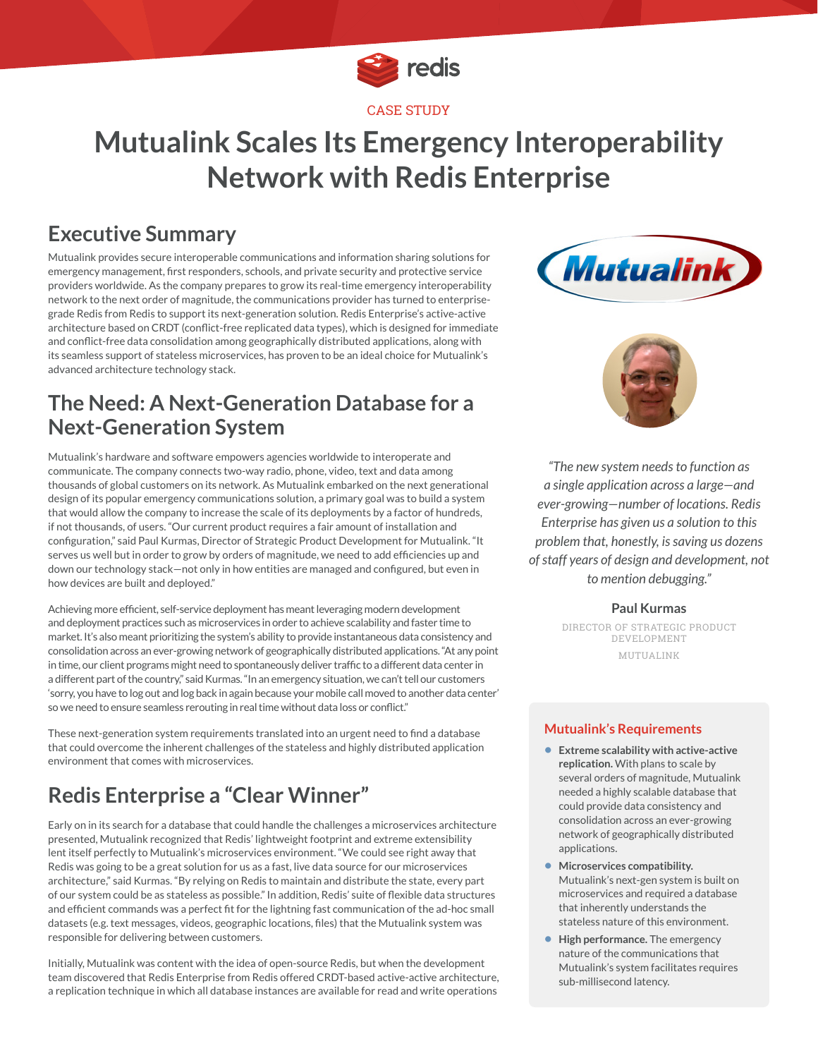CASE STUDY

# Mutualink Scales Its Emergency Interoperability Network with Redis Enterprise

## Executive Summary

Mutualink provides secure interoperable communications and information sharing solutions for emergency management, first responders, schools, and private security and protective service providers worldwide. As the company prepares to grow its real-time emergency interoperability network to the next order of magnitude, the communications provider has turned to enterprise-grade Redis from Redis to support its next-generation solution. Redis Enterprise's active-active architecture based on CRDT (conflict-free replicated data types), which is designed for immediate and conflict-free data consolidation among geographically distributed applications, along with its seamless support of stateless microservices, has proven to be an ideal choice for Mutualink's advanced architecture technology stack.

## The Need: A Next-Generation Database for a Next-Generation System

Mutualink's hardware and software empowers agencies worldwide to interoperate and communicate. The company connects two-way radio, phone, video, text and data among thousands of global customers on its network. As Mutualink embarked on the next generational design of its popular emergency communications solution, a primary goal was to build a system that would allow the company to increase the scale of its deployments by a factor of hundreds, if not thousands, of users. "Our current product requires a fair amount of installation and configuration," said Paul Kurmas, Director of Strategic Product Development for Mutualink. "It serves us well but in order to grow by orders of magnitude, we need to add efficiencies up and down our technology stack—not only in how entities are managed and configured, but even in how devices are built and deployed."

Achieving more efficient, self-service deployment has meant leveraging modern development and deployment practices such as microservices in order to achieve scalability and faster time to market. It's also meant prioritizing the system's ability to provide instantaneous data consistency and consolidation across an ever-growing network of geographically distributed applications. "At any point in time, our client programs might need to spontaneously deliver traffic to a different data center in a different part of the country," said Kurmas. "In an emergency situation, we can't tell our customers 'sorry, you have to log out and log back in again because your mobile call moved to another data center' so we need to ensure seamless rerouting in real time without data loss or conflict."

These next-generation system requirements translated into an urgent need to find a database that could overcome the inherent challenges of the stateless and highly distributed application environment that comes with microservices.

## Redis Enterprise a "Clear Winner"

Early on in its search for a database that could handle the challenges a microservices architecture presented, Mutualink recognized that Redis' lightweight footprint and extreme extensibility lent itself perfectly to Mutualink's microservices environment. "We could see right away that Redis was going to be a great solution for us as a fast, live data source for our microservices architecture," said Kurmas. "By relying on Redis to maintain and distribute the state, every part of our system could be as stateless as possible." In addition, Redis' suite of flexible data structures and efficient commands was a perfect fit for the lightning fast communication of the ad-hoc small datasets (e.g. text messages, videos, geographic locations, files) that the Mutualink system was responsible for delivering between customers.

Initially, Mutualink was content with the idea of open-source Redis, but when the development team discovered that Redis Enterprise from Redis offered CRDT-based active-active architecture, a replication technique in which all database instances are available for read and write operations

*"The new system needs to function as a single application across a large—and ever-growing—number of locations. Redis Enterprise has given us a solution to this problem that, honestly, is saving us dozens of staff years of design and development, not to mention debugging."*

**Paul Kurmas**
DIRECTOR OF STRATEGIC PRODUCT DEVELOPMENT
MUTUALINK

### Mutualink's Requirements

- **Extreme scalability with active-active replication.** With plans to scale by several orders of magnitude, Mutualink needed a highly scalable database that could provide data consistency and consolidation across an ever-growing network of geographically distributed applications.
- **Microservices compatibility.** Mutualink's next-gen system is built on microservices and required a database that inherently understands the stateless nature of this environment.
- **High performance.** The emergency nature of the communications that Mutualink's system facilitates requires sub-millisecond latency.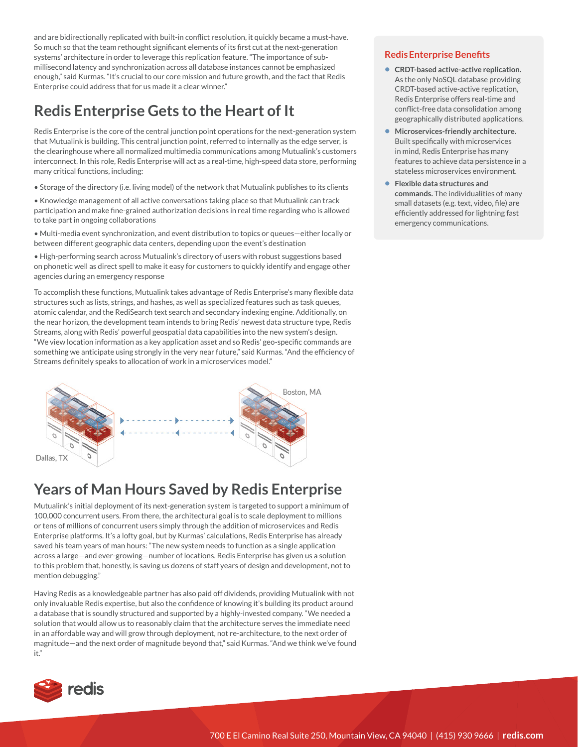and are bidirectionally replicated with built-in conflict resolution, it quickly became a must-have. So much so that the team rethought significant elements of its first cut at the next-generation systems' architecture in order to leverage this replication feature. "The importance of sub-millisecond latency and synchronization across all database instances cannot be emphasized enough," said Kurmas. "It's crucial to our core mission and future growth, and the fact that Redis Enterprise could address that for us made it a clear winner."

## Redis Enterprise Gets to the Heart of It

Redis Enterprise is the core of the central junction point operations for the next-generation system that Mutualink is building. This central junction point, referred to internally as the edge server, is the clearinghouse where all normalized multimedia communications among Mutualink's customers interconnect. In this role, Redis Enterprise will act as a real-time, high-speed data store, performing many critical functions, including:

- Storage of the directory (i.e. living model) of the network that Mutualink publishes to its clients
- Knowledge management of all active conversations taking place so that Mutualink can track participation and make fine-grained authorization decisions in real time regarding who is allowed to take part in ongoing collaborations
- Multi-media event synchronization, and event distribution to topics or queues—either locally or between different geographic data centers, depending upon the event's destination
- High-performing search across Mutualink's directory of users with robust suggestions based on phonetic well as direct spell to make it easy for customers to quickly identify and engage other agencies during an emergency response

To accomplish these functions, Mutualink takes advantage of Redis Enterprise's many flexible data structures such as lists, strings, and hashes, as well as specialized features such as task queues, atomic calendar, and the RediSearch text search and secondary indexing engine. Additionally, on the near horizon, the development team intends to bring Redis' newest data structure type, Redis Streams, along with Redis' powerful geospatial data capabilities into the new system's design. "We view location information as a key application asset and so Redis' geo-specific commands are something we anticipate using strongly in the very near future," said Kurmas. "And the efficiency of Streams definitely speaks to allocation of work in a microservices model."

Dallas, TX

Boston, MA

## Years of Man Hours Saved by Redis Enterprise

Mutualink's initial deployment of its next-generation system is targeted to support a minimum of 100,000 concurrent users. From there, the architectural goal is to scale deployment to millions or tens of millions of concurrent users simply through the addition of microservices and Redis Enterprise platforms. It's a lofty goal, but by Kurmas' calculations, Redis Enterprise has already saved his team years of man hours: "The new system needs to function as a single application across a large—and ever-growing—number of locations. Redis Enterprise has given us a solution to this problem that, honestly, is saving us dozens of staff years of design and development, not to mention debugging."

Having Redis as a knowledgeable partner has also paid off dividends, providing Mutualink with not only invaluable Redis expertise, but also the confidence of knowing it's building its product around a database that is soundly structured and supported by a highly-invested company. "We needed a solution that would allow us to reasonably claim that the architecture serves the immediate need in an affordable way and will grow through deployment, not re-architecture, to the next order of magnitude—and the next order of magnitude beyond that," said Kurmas. "And we think we've found it."

### Redis Enterprise Benefits

- **CRDT-based active-active replication.** As the only NoSQL database providing CRDT-based active-active replication, Redis Enterprise offers real-time and conflict-free data consolidation among geographically distributed applications.
- **Microservices-friendly architecture.** Built specifically with microservices in mind, Redis Enterprise has many features to achieve data persistence in a stateless microservices environment.
- **Flexible data structures and commands.** The individualities of many small datasets (e.g. text, video, file) are efficiently addressed for lightning fast emergency communications.

700 E El Camino Real Suite 250, Mountain View, CA 94040 | (415) 930 9666 | **redis.com**